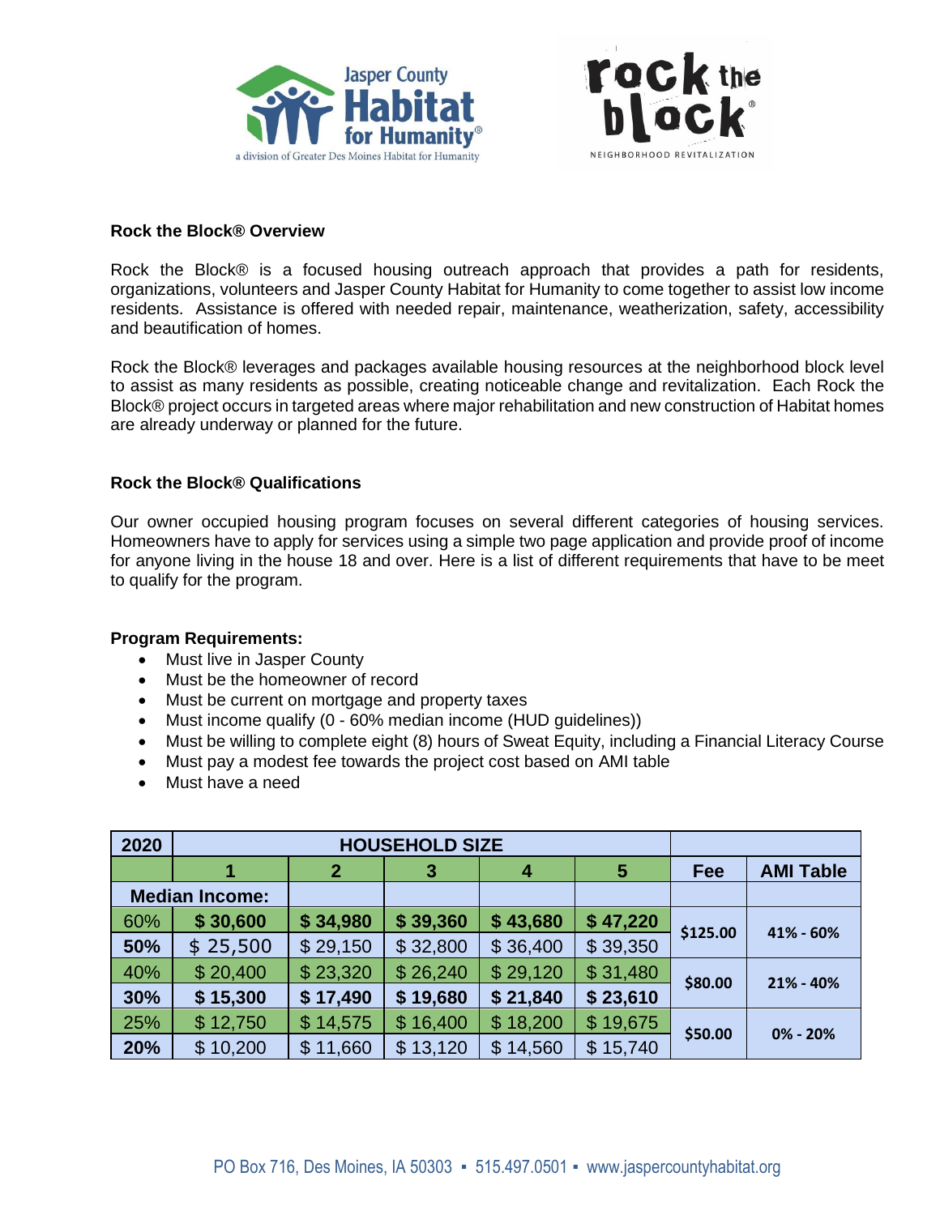Jasper County Habitat for Humanity® — a division of Greater Des Moines Habitat for Humanity

rock the block® — NEIGHBORHOOD REVITALIZATION

**Rock the Block® Overview**

Rock the Block® is a focused housing outreach approach that provides a path for residents, organizations, volunteers and Jasper County Habitat for Humanity to come together to assist low income residents. Assistance is offered with needed repair, maintenance, weatherization, safety, accessibility and beautification of homes.

Rock the Block® leverages and packages available housing resources at the neighborhood block level to assist as many residents as possible, creating noticeable change and revitalization. Each Rock the Block® project occurs in targeted areas where major rehabilitation and new construction of Habitat homes are already underway or planned for the future.

**Rock the Block® Qualifications**

Our owner occupied housing program focuses on several different categories of housing services. Homeowners have to apply for services using a simple two page application and provide proof of income for anyone living in the house 18 and over. Here is a list of different requirements that have to be meet to qualify for the program.

**Program Requirements:**

- Must live in Jasper County
- Must be the homeowner of record
- Must be current on mortgage and property taxes
- Must income qualify (0 - 60% median income (HUD guidelines))
- Must be willing to complete eight (8) hours of Sweat Equity, including a Financial Literacy Course
- Must pay a modest fee towards the project cost based on AMI table
- Must have a need

| 2020 | HOUSEHOLD SIZE | | | | | | |
|---|---|---|---|---|---|---|---|
| | 1 | 2 | 3 | 4 | 5 | Fee | AMI Table |
| Median Income: | | | | | | | |
| 60% | $ 30,600 | $ 34,980 | $ 39,360 | $ 43,680 | $ 47,220 | $125.00 | 41% - 60% |
| 50% | $ 25,500 | $ 29,150 | $ 32,800 | $ 36,400 | $ 39,350 | | |
| 40% | $ 20,400 | $ 23,320 | $ 26,240 | $ 29,120 | $ 31,480 | $80.00 | 21% - 40% |
| 30% | $ 15,300 | $ 17,490 | $ 19,680 | $ 21,840 | $ 23,610 | | |
| 25% | $ 12,750 | $ 14,575 | $ 16,400 | $ 18,200 | $ 19,675 | $50.00 | 0% - 20% |
| 20% | $ 10,200 | $ 11,660 | $ 13,120 | $ 14,560 | $ 15,740 | | |

PO Box 716, Des Moines, IA 50303 ▪ 515.497.0501 ▪ www.jaspercountyhabitat.org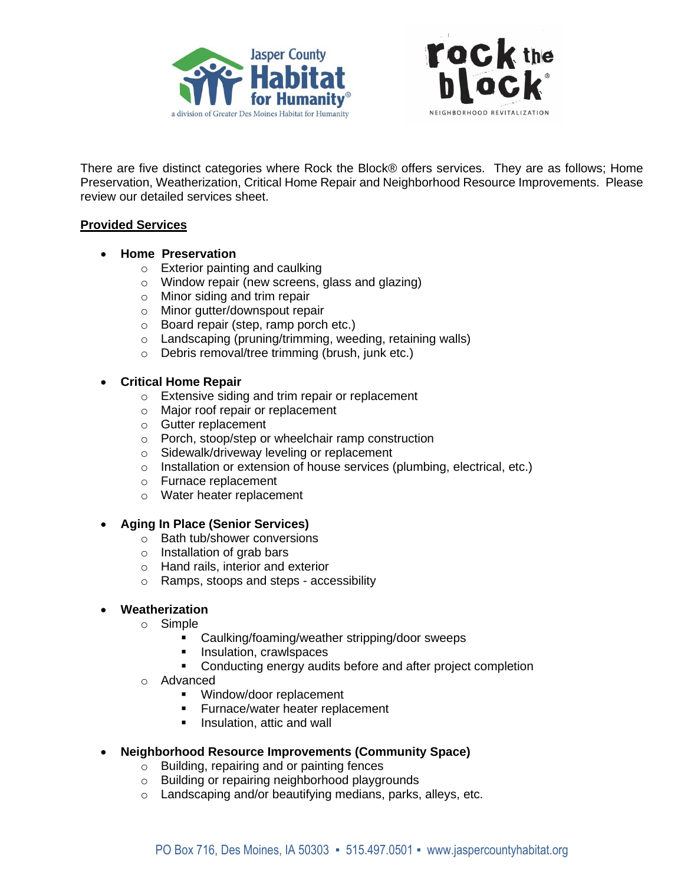There are five distinct categories where Rock the Block® offers services. They are as follows; Home Preservation, Weatherization, Critical Home Repair and Neighborhood Resource Improvements. Please review our detailed services sheet.

**Provided Services**

- **Home Preservation**
  - Exterior painting and caulking
  - Window repair (new screens, glass and glazing)
  - Minor siding and trim repair
  - Minor gutter/downspout repair
  - Board repair (step, ramp porch etc.)
  - Landscaping (pruning/trimming, weeding, retaining walls)
  - Debris removal/tree trimming (brush, junk etc.)

- **Critical Home Repair**
  - Extensive siding and trim repair or replacement
  - Major roof repair or replacement
  - Gutter replacement
  - Porch, stoop/step or wheelchair ramp construction
  - Sidewalk/driveway leveling or replacement
  - Installation or extension of house services (plumbing, electrical, etc.)
  - Furnace replacement
  - Water heater replacement

- **Aging In Place (Senior Services)**
  - Bath tub/shower conversions
  - Installation of grab bars
  - Hand rails, interior and exterior
  - Ramps, stoops and steps - accessibility

- **Weatherization**
  - Simple
    - Caulking/foaming/weather stripping/door sweeps
    - Insulation, crawlspaces
    - Conducting energy audits before and after project completion
  - Advanced
    - Window/door replacement
    - Furnace/water heater replacement
    - Insulation, attic and wall

- **Neighborhood Resource Improvements (Community Space)**
  - Building, repairing and or painting fences
  - Building or repairing neighborhood playgrounds
  - Landscaping and/or beautifying medians, parks, alleys, etc.